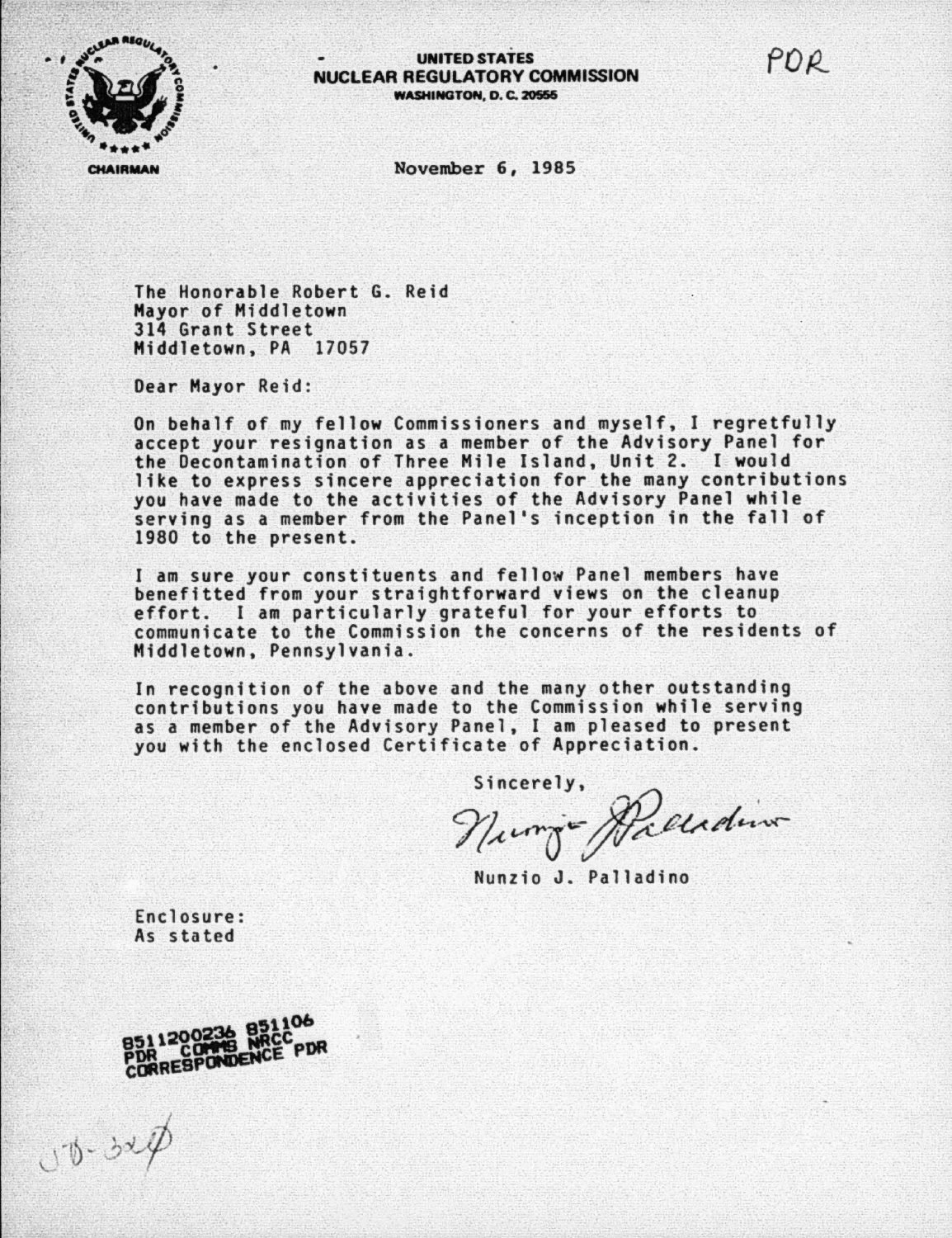UNITED STATES
NUCLEAR REGULATORY COMMISSION
WASHINGTON, D. C. 20555

CHAIRMAN

PDR

November 6, 1985

The Honorable Robert G. Reid
Mayor of Middletown
314 Grant Street
Middletown, PA 17057

Dear Mayor Reid:

On behalf of my fellow Commissioners and myself, I regretfully accept your resignation as a member of the Advisory Panel for the Decontamination of Three Mile Island, Unit 2. I would like to express sincere appreciation for the many contributions you have made to the activities of the Advisory Panel while serving as a member from the Panel's inception in the fall of 1980 to the present.

I am sure your constituents and fellow Panel members have benefitted from your straightforward views on the cleanup effort. I am particularly grateful for your efforts to communicate to the Commission the concerns of the residents of Middletown, Pennsylvania.

In recognition of the above and the many other outstanding contributions you have made to the Commission while serving as a member of the Advisory Panel, I am pleased to present you with the enclosed Certificate of Appreciation.

Sincerely,

Nunzio J. Palladino

Enclosure:
As stated

8511200236 851106
PDR COMMS NRCC
CORRESPONDENCE PDR

JD-3aØ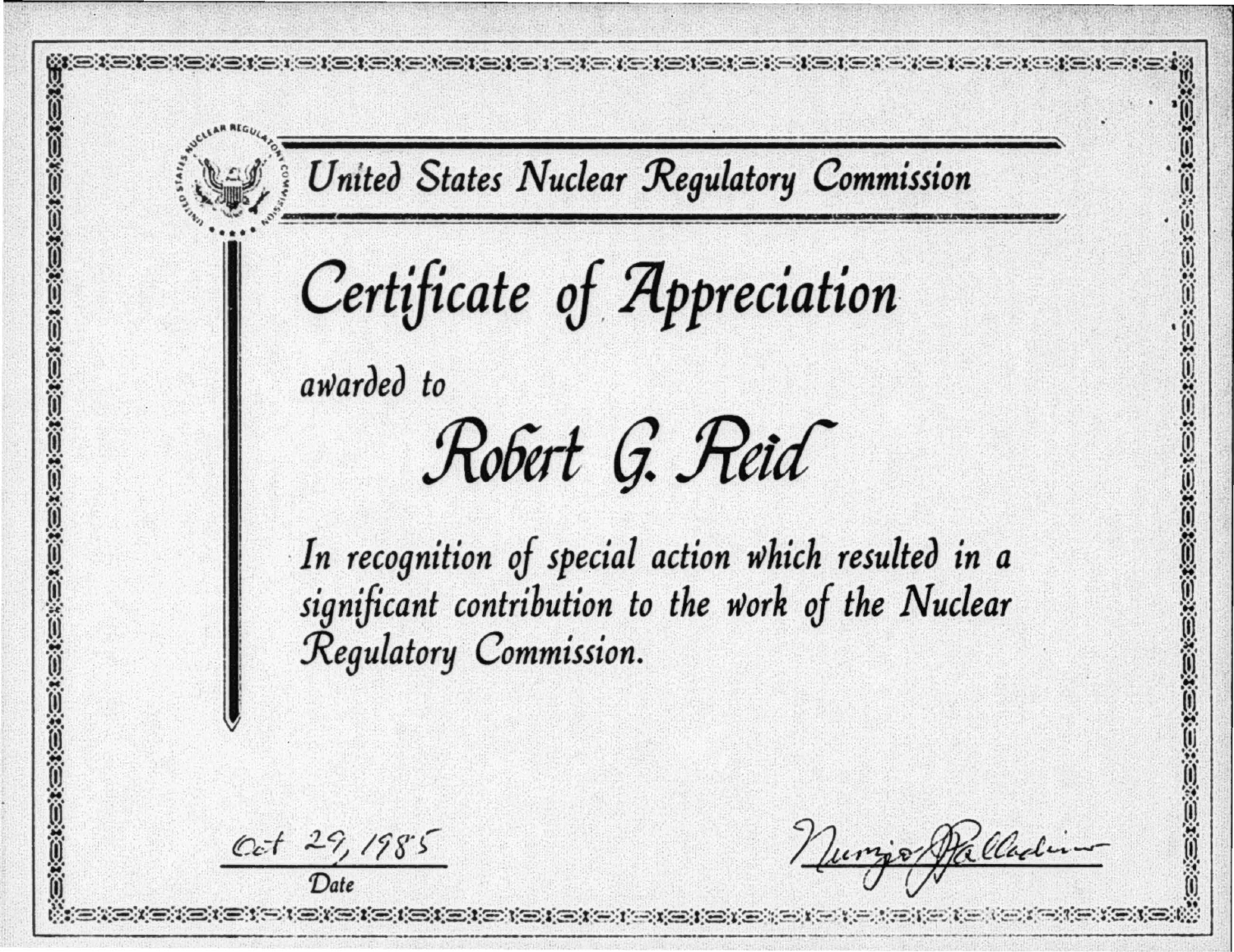United States Nuclear Regulatory Commission

# Certificate of Appreciation

awarded to

## Robert G. Reid

In recognition of special action which resulted in a significant contribution to the work of the Nuclear Regulatory Commission.

Oct 29, 1985
Date

Nunzio J. Palladino